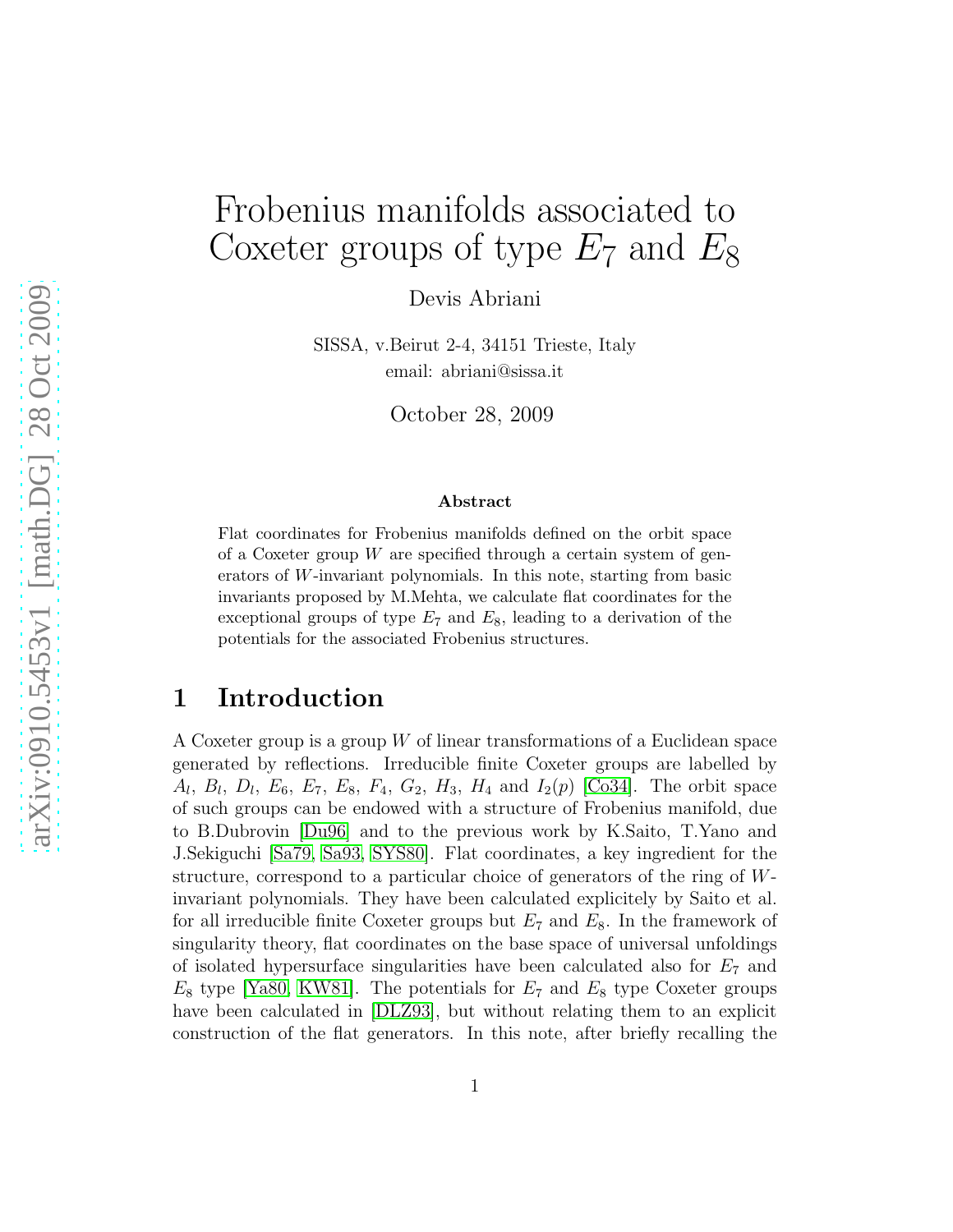# Frobenius manifolds associated to Coxeter groups of type $E_7$ and $E_8$

Devis Abriani

SISSA, v.Beirut 2-4, 34151 Trieste, Italy
email: abriani@sissa.it

October 28, 2009

**Abstract**

Flat coordinates for Frobenius manifolds defined on the orbit space of a Coxeter group $W$ are specified through a certain system of generators of $W$-invariant polynomials. In this note, starting from basic invariants proposed by M.Mehta, we calculate flat coordinates for the exceptional groups of type $E_7$ and $E_8$, leading to a derivation of the potentials for the associated Frobenius structures.

## 1 Introduction

A Coxeter group is a group $W$ of linear transformations of a Euclidean space generated by reflections. Irreducible finite Coxeter groups are labelled by $A_l$, $B_l$, $D_l$, $E_6$, $E_7$, $E_8$, $F_4$, $G_2$, $H_3$, $H_4$ and $I_2(p)$ [Co34]. The orbit space of such groups can be endowed with a structure of Frobenius manifold, due to B.Dubrovin [Du96] and to the previous work by K.Saito, T.Yano and J.Sekiguchi [Sa79, Sa93, SYS80]. Flat coordinates, a key ingredient for the structure, correspond to a particular choice of generators of the ring of $W$-invariant polynomials. They have been calculated explicitely by Saito et al. for all irreducible finite Coxeter groups but $E_7$ and $E_8$. In the framework of singularity theory, flat coordinates on the base space of universal unfoldings of isolated hypersurface singularities have been calculated also for $E_7$ and $E_8$ type [Ya80, KW81]. The potentials for $E_7$ and $E_8$ type Coxeter groups have been calculated in [DLZ93], but without relating them to an explicit construction of the flat generators. In this note, after briefly recalling the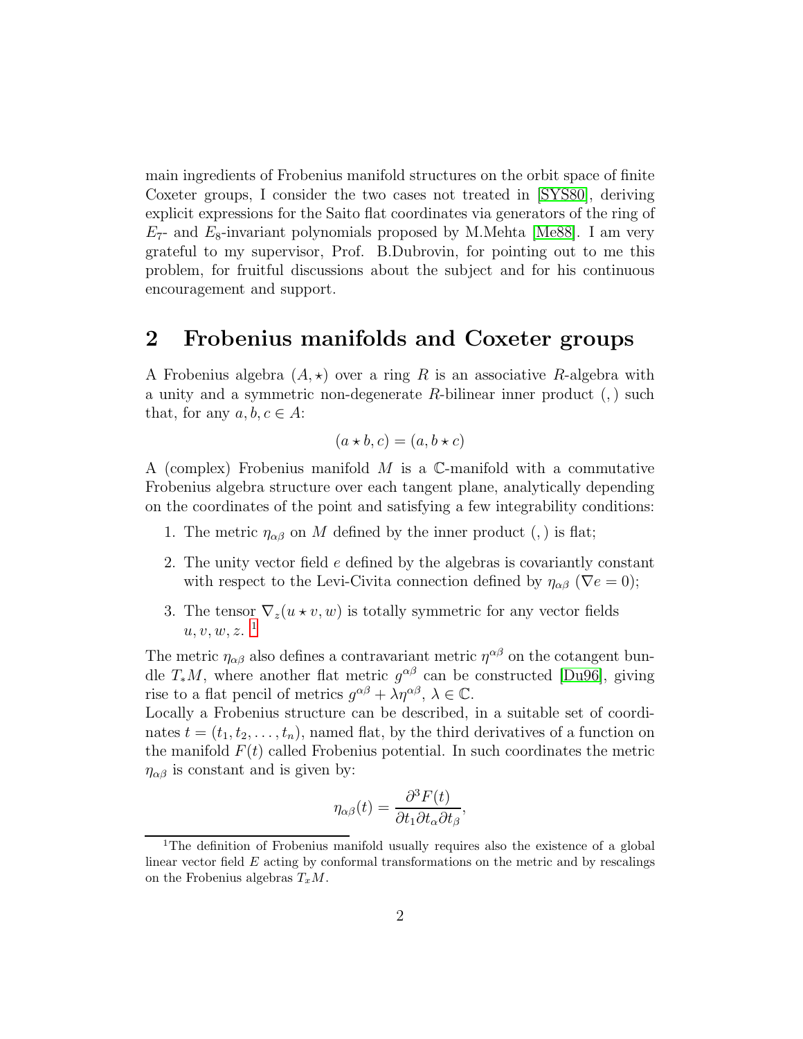main ingredients of Frobenius manifold structures on the orbit space of finite Coxeter groups, I consider the two cases not treated in [SYS80], deriving explicit expressions for the Saito flat coordinates via generators of the ring of $E_7$- and $E_8$-invariant polynomials proposed by M.Mehta [Me88]. I am very grateful to my supervisor, Prof. B.Dubrovin, for pointing out to me this problem, for fruitful discussions about the subject and for his continuous encouragement and support.

## 2 Frobenius manifolds and Coxeter groups

A Frobenius algebra $(A, \star)$ over a ring $R$ is an associative $R$-algebra with a unity and a symmetric non-degenerate $R$-bilinear inner product $(,)$ such that, for any $a, b, c \in A$:

$$(a \star b, c) = (a, b \star c)$$

A (complex) Frobenius manifold $M$ is a $\mathbb{C}$-manifold with a commutative Frobenius algebra structure over each tangent plane, analytically depending on the coordinates of the point and satisfying a few integrability conditions:

1. The metric $\eta_{\alpha\beta}$ on $M$ defined by the inner product $(,)$ is flat;
2. The unity vector field $e$ defined by the algebras is covariantly constant with respect to the Levi-Civita connection defined by $\eta_{\alpha\beta}$ ($\nabla e = 0$);
3. The tensor $\nabla_z(u \star v, w)$ is totally symmetric for any vector fields $u, v, w, z$. [1]

The metric $\eta_{\alpha\beta}$ also defines a contravariant metric $\eta^{\alpha\beta}$ on the cotangent bundle $T_*M$, where another flat metric $g^{\alpha\beta}$ can be constructed [Du96], giving rise to a flat pencil of metrics $g^{\alpha\beta} + \lambda\eta^{\alpha\beta}$, $\lambda \in \mathbb{C}$.
Locally a Frobenius structure can be described, in a suitable set of coordinates $t = (t_1, t_2, \ldots, t_n)$, named flat, by the third derivatives of a function on the manifold $F(t)$ called Frobenius potential. In such coordinates the metric $\eta_{\alpha\beta}$ is constant and is given by:

$$\eta_{\alpha\beta}(t) = \frac{\partial^3 F(t)}{\partial t_1 \partial t_\alpha \partial t_\beta},$$

[1] The definition of Frobenius manifold usually requires also the existence of a global linear vector field $E$ acting by conformal transformations on the metric and by rescalings on the Frobenius algebras $T_xM$.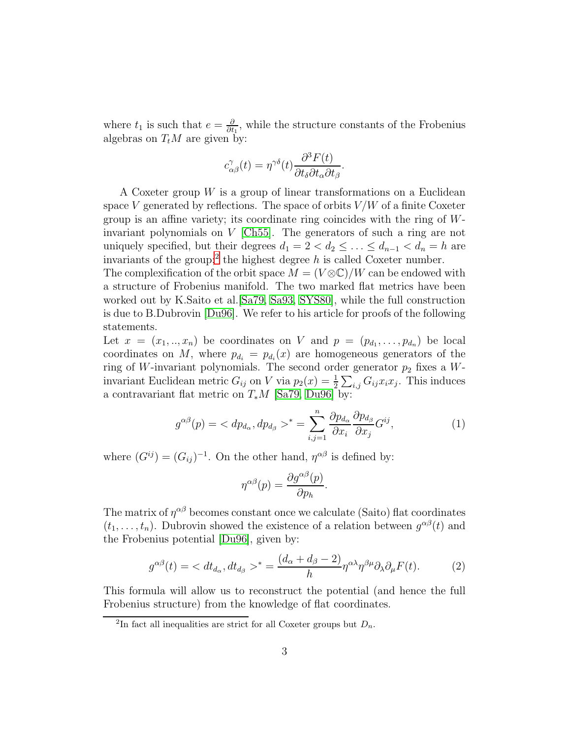where $t_1$ is such that $e = \frac{\partial}{\partial t_1}$, while the structure constants of the Frobenius algebras on $T_tM$ are given by:

$$c^{\gamma}_{\alpha\beta}(t) = \eta^{\gamma\delta}(t)\frac{\partial^3 F(t)}{\partial t_\delta \partial t_\alpha \partial t_\beta}.$$

A Coxeter group $W$ is a group of linear transformations on a Euclidean space $V$ generated by reflections. The space of orbits $V/W$ of a finite Coxeter group is an affine variety; its coordinate ring coincides with the ring of $W$-invariant polynomials on $V$ [Ch55]. The generators of such a ring are not uniquely specified, but their degrees $d_1 = 2 < d_2 \leq \ldots \leq d_{n-1} < d_n = h$ are invariants of the group;[2] the highest degree $h$ is called Coxeter number.

The complexification of the orbit space $M = (V \otimes \mathbb{C})/W$ can be endowed with a structure of Frobenius manifold. The two marked flat metrics have been worked out by K.Saito et al.[Sa79, Sa93, SYS80], while the full construction is due to B.Dubrovin [Du96]. We refer to his article for proofs of the following statements.

Let $x = (x_1, .., x_n)$ be coordinates on $V$ and $p = (p_{d_1}, \ldots, p_{d_n})$ be local coordinates on $M$, where $p_{d_i} = p_{d_i}(x)$ are homogeneous generators of the ring of $W$-invariant polynomials. The second order generator $p_2$ fixes a $W$-invariant Euclidean metric $G_{ij}$ on $V$ via $p_2(x) = \frac{1}{2}\sum_{i,j} G_{ij}x_ix_j$. This induces a contravariant flat metric on $T_*M$ [Sa79, Du96] by:

$$g^{\alpha\beta}(p) = < dp_{d_\alpha}, dp_{d_\beta} >^* = \sum_{i,j=1}^{n} \frac{\partial p_{d_\alpha}}{\partial x_i}\frac{\partial p_{d_\beta}}{\partial x_j} G^{ij}, \tag{1}$$

where $(G^{ij}) = (G_{ij})^{-1}$. On the other hand, $\eta^{\alpha\beta}$ is defined by:

$$\eta^{\alpha\beta}(p) = \frac{\partial g^{\alpha\beta}(p)}{\partial p_h}.$$

The matrix of $\eta^{\alpha\beta}$ becomes constant once we calculate (Saito) flat coordinates $(t_1, \ldots, t_n)$. Dubrovin showed the existence of a relation between $g^{\alpha\beta}(t)$ and the Frobenius potential [Du96], given by:

$$g^{\alpha\beta}(t) = < dt_{d_\alpha}, dt_{d_\beta} >^* = \frac{(d_\alpha + d_\beta - 2)}{h}\eta^{\alpha\lambda}\eta^{\beta\mu}\partial_\lambda\partial_\mu F(t). \tag{2}$$

This formula will allow us to reconstruct the potential (and hence the full Frobenius structure) from the knowledge of flat coordinates.

[2] In fact all inequalities are strict for all Coxeter groups but $D_n$.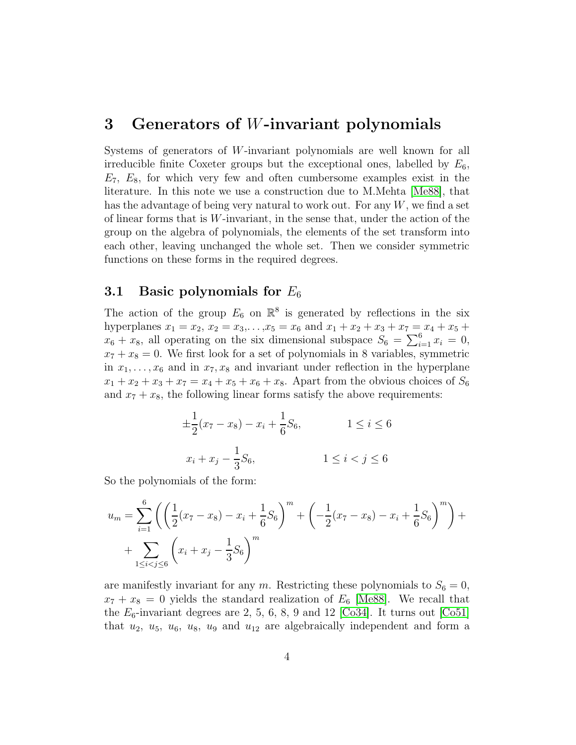## 3 Generators of $W$-invariant polynomials

Systems of generators of $W$-invariant polynomials are well known for all irreducible finite Coxeter groups but the exceptional ones, labelled by $E_6$, $E_7$, $E_8$, for which very few and often cumbersome examples exist in the literature. In this note we use a construction due to M.Mehta [Me88], that has the advantage of being very natural to work out. For any $W$, we find a set of linear forms that is $W$-invariant, in the sense that, under the action of the group on the algebra of polynomials, the elements of the set transform into each other, leaving unchanged the whole set. Then we consider symmetric functions on these forms in the required degrees.

### 3.1 Basic polynomials for $E_6$

The action of the group $E_6$ on $\mathbb{R}^8$ is generated by reflections in the six hyperplanes $x_1 = x_2$, $x_2 = x_3$,$\ldots$,$x_5 = x_6$ and $x_1 + x_2 + x_3 + x_7 = x_4 + x_5 + x_6 + x_8$, all operating on the six dimensional subspace $S_6 = \sum_{i=1}^{6} x_i = 0$, $x_7 + x_8 = 0$. We first look for a set of polynomials in 8 variables, symmetric in $x_1, \ldots, x_6$ and in $x_7, x_8$ and invariant under reflection in the hyperplane $x_1 + x_2 + x_3 + x_7 = x_4 + x_5 + x_6 + x_8$. Apart from the obvious choices of $S_6$ and $x_7 + x_8$, the following linear forms satisfy the above requirements:

$$\pm\frac{1}{2}(x_7 - x_8) - x_i + \frac{1}{6}S_6, \qquad 1 \leq i \leq 6$$

$$x_i + x_j - \frac{1}{3}S_6, \qquad 1 \leq i < j \leq 6$$

So the polynomials of the form:

$$u_m = \sum_{i=1}^{6} \left( \left( \frac{1}{2}(x_7 - x_8) - x_i + \frac{1}{6}S_6 \right)^m + \left( -\frac{1}{2}(x_7 - x_8) - x_i + \frac{1}{6}S_6 \right)^m \right) + \\ + \sum_{1 \leq i < j \leq 6} \left( x_i + x_j - \frac{1}{3}S_6 \right)^m$$

are manifestly invariant for any $m$. Restricting these polynomials to $S_6 = 0$, $x_7 + x_8 = 0$ yields the standard realization of $E_6$ [Me88]. We recall that the $E_6$-invariant degrees are 2, 5, 6, 8, 9 and 12 [Co34]. It turns out [Co51] that $u_2$, $u_5$, $u_6$, $u_8$, $u_9$ and $u_{12}$ are algebraically independent and form a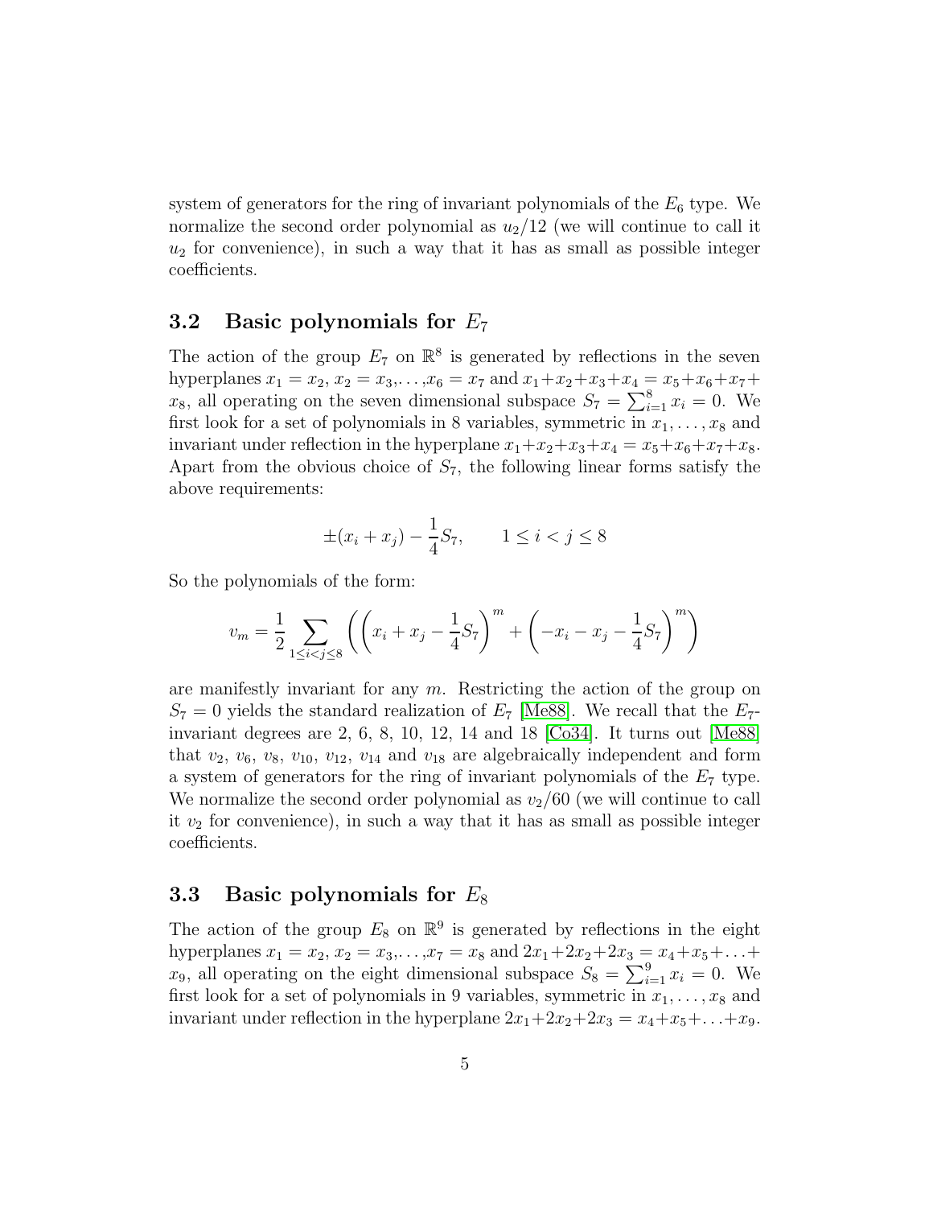system of generators for the ring of invariant polynomials of the $E_6$ type. We normalize the second order polynomial as $u_2/12$ (we will continue to call it $u_2$ for convenience), in such a way that it has as small as possible integer coefficients.

### 3.2 Basic polynomials for $E_7$

The action of the group $E_7$ on $\mathbb{R}^8$ is generated by reflections in the seven hyperplanes $x_1 = x_2$, $x_2 = x_3$,...,$x_6 = x_7$ and $x_1+x_2+x_3+x_4 = x_5+x_6+x_7+x_8$, all operating on the seven dimensional subspace $S_7 = \sum_{i=1}^{8} x_i = 0$. We first look for a set of polynomials in 8 variables, symmetric in $x_1, \ldots, x_8$ and invariant under reflection in the hyperplane $x_1+x_2+x_3+x_4 = x_5+x_6+x_7+x_8$. Apart from the obvious choice of $S_7$, the following linear forms satisfy the above requirements:

$$\pm(x_i + x_j) - \frac{1}{4}S_7, \qquad 1 \leq i < j \leq 8$$

So the polynomials of the form:

$$v_m = \frac{1}{2} \sum_{1 \leq i < j \leq 8} \left( \left( x_i + x_j - \frac{1}{4}S_7 \right)^m + \left( -x_i - x_j - \frac{1}{4}S_7 \right)^m \right)$$

are manifestly invariant for any $m$. Restricting the action of the group on $S_7 = 0$ yields the standard realization of $E_7$ [Me88]. We recall that the $E_7$-invariant degrees are 2, 6, 8, 10, 12, 14 and 18 [Co34]. It turns out [Me88] that $v_2$, $v_6$, $v_8$, $v_{10}$, $v_{12}$, $v_{14}$ and $v_{18}$ are algebraically independent and form a system of generators for the ring of invariant polynomials of the $E_7$ type. We normalize the second order polynomial as $v_2/60$ (we will continue to call it $v_2$ for convenience), in such a way that it has as small as possible integer coefficients.

### 3.3 Basic polynomials for $E_8$

The action of the group $E_8$ on $\mathbb{R}^9$ is generated by reflections in the eight hyperplanes $x_1 = x_2$, $x_2 = x_3$,...,$x_7 = x_8$ and $2x_1+2x_2+2x_3 = x_4+x_5+\ldots+x_9$, all operating on the eight dimensional subspace $S_8 = \sum_{i=1}^{9} x_i = 0$. We first look for a set of polynomials in 9 variables, symmetric in $x_1, \ldots, x_8$ and invariant under reflection in the hyperplane $2x_1+2x_2+2x_3 = x_4+x_5+\ldots+x_9$.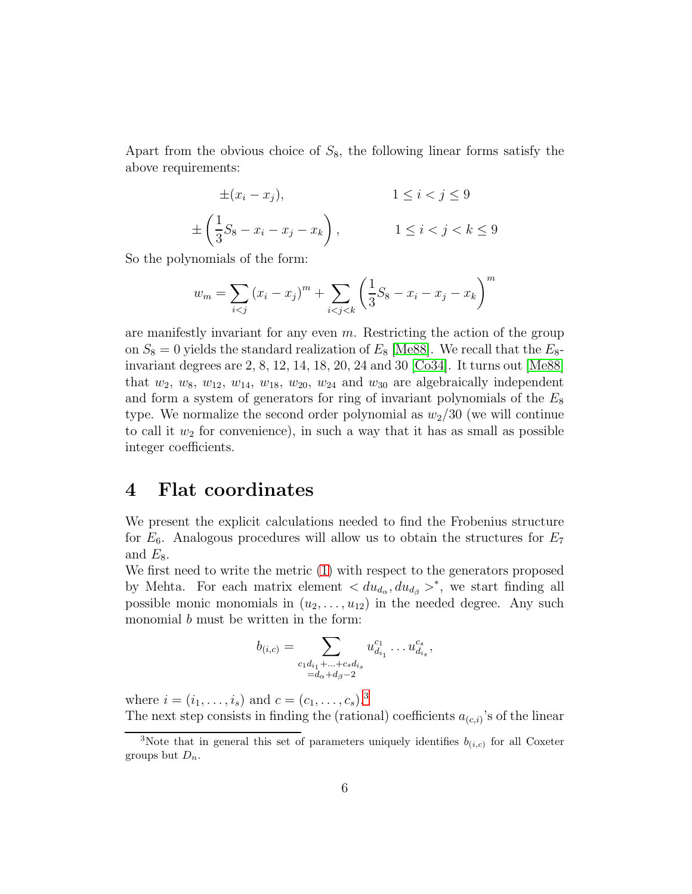Apart from the obvious choice of $S_8$, the following linear forms satisfy the above requirements:

$$\pm(x_i - x_j), \qquad\qquad 1 \le i < j \le 9$$

$$\pm\left(\frac{1}{3}S_8 - x_i - x_j - x_k\right), \qquad\qquad 1 \le i < j < k \le 9$$

So the polynomials of the form:

$$w_m = \sum_{i<j} (x_i - x_j)^m + \sum_{i<j<k} \left(\frac{1}{3}S_8 - x_i - x_j - x_k\right)^m$$

are manifestly invariant for any even $m$. Restricting the action of the group on $S_8 = 0$ yields the standard realization of $E_8$ [Me88]. We recall that the $E_8$-invariant degrees are 2, 8, 12, 14, 18, 20, 24 and 30 [Co34]. It turns out [Me88] that $w_2$, $w_8$, $w_{12}$, $w_{14}$, $w_{18}$, $w_{20}$, $w_{24}$ and $w_{30}$ are algebraically independent and form a system of generators for ring of invariant polynomials of the $E_8$ type. We normalize the second order polynomial as $w_2/30$ (we will continue to call it $w_2$ for convenience), in such a way that it has as small as possible integer coefficients.

# 4 Flat coordinates

We present the explicit calculations needed to find the Frobenius structure for $E_6$. Analogous procedures will allow us to obtain the structures for $E_7$ and $E_8$.

We first need to write the metric (1) with respect to the generators proposed by Mehta. For each matrix element $< du_{d_\alpha}, du_{d_\beta} >^*$, we start finding all possible monic monomials in $(u_2, \ldots, u_{12})$ in the needed degree. Any such monomial $b$ must be written in the form:

$$b_{(i,c)} = \sum_{\substack{c_1 d_{i_1} + \ldots + c_s d_{i_s} \\ = d_\alpha + d_\beta - 2}} u_{d_{i_1}}^{c_1} \ldots u_{d_{i_s}}^{c_s},$$

where $i = (i_1, \ldots, i_s)$ and $c = (c_1, \ldots, c_s)$.[3]

The next step consists in finding the (rational) coefficients $a_{(c,i)}$'s of the linear

[3] Note that in general this set of parameters uniquely identifies $b_{(i,c)}$ for all Coxeter groups but $D_n$.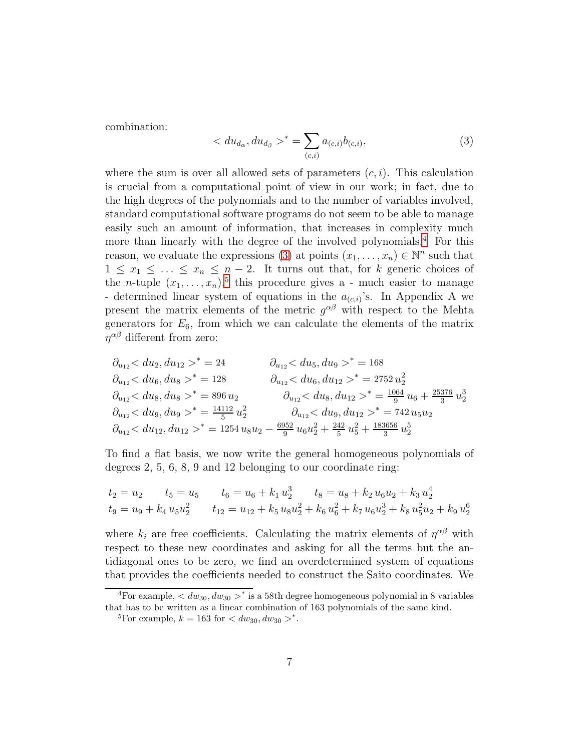combination:

$$< du_{d_\alpha}, du_{d_\beta} >^* = \sum_{(c,i)} a_{(c,i)} b_{(c,i)}, \tag{3}$$

where the sum is over all allowed sets of parameters $(c,i)$. This calculation is crucial from a computational point of view in our work; in fact, due to the high degrees of the polynomials and to the number of variables involved, standard computational software programs do not seem to be able to manage easily such an amount of information, that increases in complexity much more than linearly with the degree of the involved polynomials.[4] For this reason, we evaluate the expressions (3) at points $(x_1, \ldots, x_n) \in \mathbb{N}^n$ such that $1 \leq x_1 \leq \ldots \leq x_n \leq n-2$. It turns out that, for $k$ generic choices of the $n$-tuple $(x_1, \ldots, x_n)$,[5] this procedure gives a - much easier to manage - determined linear system of equations in the $a_{(c,i)}$'s. In Appendix A we present the matrix elements of the metric $g^{\alpha\beta}$ with respect to the Mehta generators for $E_6$, from which we can calculate the elements of the matrix $\eta^{\alpha\beta}$ different from zero:

$$\partial_{u_{12}} < du_2, du_{12} >^* = 24 \qquad \partial_{u_{12}} < du_5, du_9 >^* = 168$$

$$\partial_{u_{12}} < du_6, du_8 >^* = 128 \qquad \partial_{u_{12}} < du_6, du_{12} >^* = 2752\, u_2^2$$

$$\partial_{u_{12}} < du_8, du_8 >^* = 896\, u_2 \qquad \partial_{u_{12}} < du_8, du_{12} >^* = \tfrac{1064}{9}\, u_6 + \tfrac{25376}{3}\, u_2^3$$

$$\partial_{u_{12}} < du_9, du_9 >^* = \tfrac{14112}{5}\, u_2^2 \qquad \partial_{u_{12}} < du_9, du_{12} >^* = 742\, u_5 u_2$$

$$\partial_{u_{12}} < du_{12}, du_{12} >^* = 1254\, u_8 u_2 - \tfrac{6952}{9}\, u_6 u_2^2 + \tfrac{242}{5}\, u_5^2 + \tfrac{183656}{3}\, u_2^5$$

To find a flat basis, we now write the general homogeneous polynomials of degrees 2, 5, 6, 8, 9 and 12 belonging to our coordinate ring:

$$t_2 = u_2 \qquad t_5 = u_5 \qquad t_6 = u_6 + k_1\, u_2^3 \qquad t_8 = u_8 + k_2\, u_6 u_2 + k_3\, u_2^4$$

$$t_9 = u_9 + k_4\, u_5 u_2^2 \qquad t_{12} = u_{12} + k_5\, u_8 u_2^2 + k_6\, u_6^2 + k_7\, u_6 u_2^3 + k_8\, u_5^2 u_2 + k_9\, u_2^6$$

where $k_i$ are free coefficients. Calculating the matrix elements of $\eta^{\alpha\beta}$ with respect to these new coordinates and asking for all the terms but the antidiagonal ones to be zero, we find an overdetermined system of equations that provides the coefficients needed to construct the Saito coordinates. We

---

[4] For example, $< dw_{30}, dw_{30} >^*$ is a 58th degree homogeneous polynomial in 8 variables that has to be written as a linear combination of 163 polynomials of the same kind.

[5] For example, $k = 163$ for $< dw_{30}, dw_{30} >^*$.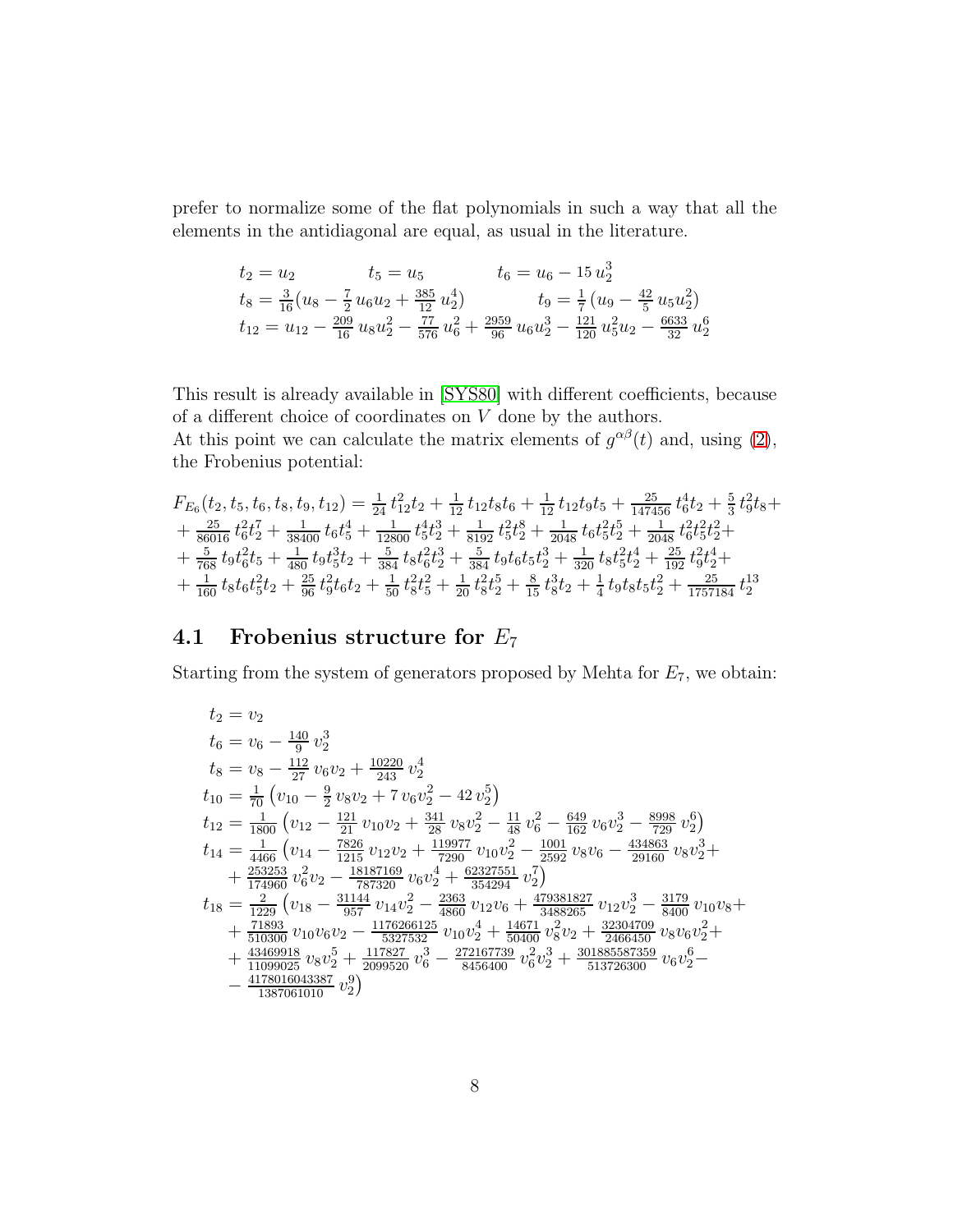prefer to normalize some of the flat polynomials in such a way that all the elements in the antidiagonal are equal, as usual in the literature.

$$
\begin{aligned}
&t_2 = u_2 \qquad\qquad t_5 = u_5 \qquad\qquad t_6 = u_6 - 15\, u_2^3 \\
&t_8 = \tfrac{3}{16}(u_8 - \tfrac{7}{2}\, u_6 u_2 + \tfrac{385}{12}\, u_2^4) \qquad\qquad t_9 = \tfrac{1}{7}\,(u_9 - \tfrac{42}{5}\, u_5 u_2^2) \\
&t_{12} = u_{12} - \tfrac{209}{16}\, u_8 u_2^2 - \tfrac{77}{576}\, u_6^2 + \tfrac{2959}{96}\, u_6 u_2^3 - \tfrac{121}{120}\, u_5^2 u_2 - \tfrac{6633}{32}\, u_2^6
\end{aligned}
$$

This result is already available in [SYS80] with different coefficients, because of a different choice of coordinates on $V$ done by the authors.
At this point we can calculate the matrix elements of $g^{\alpha\beta}(t)$ and, using (2), the Frobenius potential:

$$
\begin{aligned}
F_{E_6}(t_2,t_5,t_6,t_8,t_9,t_{12}) &= \tfrac{1}{24}\, t_{12}^2 t_2 + \tfrac{1}{12}\, t_{12} t_8 t_6 + \tfrac{1}{12}\, t_{12} t_9 t_5 + \tfrac{25}{147456}\, t_6^4 t_2 + \tfrac{5}{3}\, t_9^2 t_8 + \\
&+ \tfrac{25}{86016}\, t_6^2 t_2^7 + \tfrac{1}{38400}\, t_6 t_5^4 + \tfrac{1}{12800}\, t_5^4 t_2^3 + \tfrac{1}{8192}\, t_5^2 t_2^8 + \tfrac{1}{2048}\, t_6 t_5^2 t_2^5 + \tfrac{1}{2048}\, t_6^2 t_5^2 t_2^2 + \\
&+ \tfrac{5}{768}\, t_9 t_6^2 t_5 + \tfrac{1}{480}\, t_9 t_5^3 t_2 + \tfrac{5}{384}\, t_8 t_6^2 t_2^3 + \tfrac{5}{384}\, t_9 t_6 t_5 t_2^3 + \tfrac{1}{320}\, t_8 t_5^2 t_2^4 + \tfrac{25}{192}\, t_9^2 t_2^4 + \\
&+ \tfrac{1}{160}\, t_8 t_6 t_5^2 t_2 + \tfrac{25}{96}\, t_9^2 t_6 t_2 + \tfrac{1}{50}\, t_8^2 t_5^2 + \tfrac{1}{20}\, t_8^2 t_2^5 + \tfrac{8}{15}\, t_8^3 t_2 + \tfrac{1}{4}\, t_9 t_8 t_5 t_2^2 + \tfrac{25}{1757184}\, t_2^{13}
\end{aligned}
$$

## 4.1 Frobenius structure for $E_7$

Starting from the system of generators proposed by Mehta for $E_7$, we obtain:

$$
\begin{aligned}
t_2 &= v_2 \\
t_6 &= v_6 - \tfrac{140}{9}\, v_2^3 \\
t_8 &= v_8 - \tfrac{112}{27}\, v_6 v_2 + \tfrac{10220}{243}\, v_2^4 \\
t_{10} &= \tfrac{1}{70}\left(v_{10} - \tfrac{9}{2}\, v_8 v_2 + 7\, v_6 v_2^2 - 42\, v_2^5\right) \\
t_{12} &= \tfrac{1}{1800}\left(v_{12} - \tfrac{121}{21}\, v_{10} v_2 + \tfrac{341}{28}\, v_8 v_2^2 - \tfrac{11}{48}\, v_6^2 - \tfrac{649}{162}\, v_6 v_2^3 - \tfrac{8998}{729}\, v_2^6\right) \\
t_{14} &= \tfrac{1}{4466}\left(v_{14} - \tfrac{7826}{1215}\, v_{12} v_2 + \tfrac{119977}{7290}\, v_{10} v_2^2 - \tfrac{1001}{2592}\, v_8 v_6 - \tfrac{434863}{29160}\, v_8 v_2^3 + \right. \\
&\quad \left. + \tfrac{253253}{174960}\, v_6^2 v_2 - \tfrac{18187169}{787320}\, v_6 v_2^4 + \tfrac{62327551}{354294}\, v_2^7\right) \\
t_{18} &= \tfrac{2}{1229}\left(v_{18} - \tfrac{31144}{957}\, v_{14} v_2^2 - \tfrac{2363}{4860}\, v_{12} v_6 + \tfrac{479381827}{3488265}\, v_{12} v_2^3 - \tfrac{3179}{8400}\, v_{10} v_8 + \right. \\
&\quad + \tfrac{71893}{510300}\, v_{10} v_6 v_2 - \tfrac{1176266125}{5327532}\, v_{10} v_2^4 + \tfrac{14671}{50400}\, v_8^2 v_2 + \tfrac{32304709}{2466450}\, v_8 v_6 v_2^2 + \\
&\quad + \tfrac{43469918}{11099025}\, v_8 v_2^5 + \tfrac{117827}{2099520}\, v_6^3 - \tfrac{272167739}{8456400}\, v_6^2 v_2^3 + \tfrac{301885587359}{513726300}\, v_6 v_2^6 - \\
&\quad \left. - \tfrac{4178016043387}{1387061010}\, v_2^9\right)
\end{aligned}
$$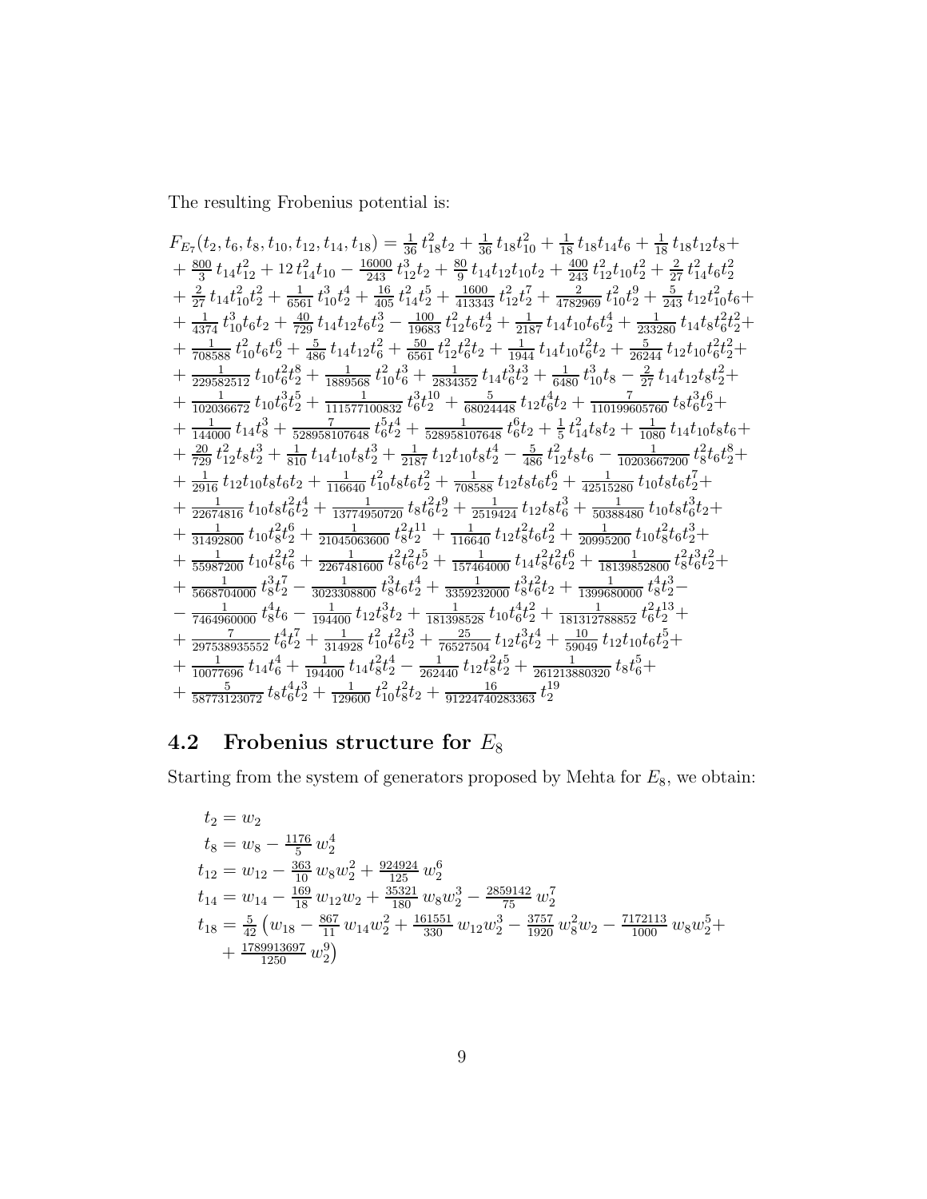The resulting Frobenius potential is:

$$
\begin{aligned}
&F_{E_7}(t_2,t_6,t_8,t_{10},t_{12},t_{14},t_{18}) = \tfrac{1}{36}\,t_{18}^2t_2 + \tfrac{1}{36}\,t_{18}t_{10}^2 + \tfrac{1}{18}\,t_{18}t_{14}t_6 + \tfrac{1}{18}\,t_{18}t_{12}t_8 + \\
&+ \tfrac{800}{3}\,t_{14}t_{12}^2 + 12\,t_{14}^2t_{10} - \tfrac{16000}{243}\,t_{12}^3t_2 + \tfrac{80}{9}\,t_{14}t_{12}t_{10}t_2 + \tfrac{400}{243}\,t_{12}^2t_{10}t_2^2 + \tfrac{2}{27}\,t_{14}^2t_6t_2^2 \\
&+ \tfrac{2}{27}\,t_{14}t_{10}^2t_2^2 + \tfrac{1}{6561}\,t_{10}^3t_2^4 + \tfrac{16}{405}\,t_{14}^2t_2^5 + \tfrac{1600}{413343}\,t_{12}^2t_2^7 + \tfrac{2}{4782969}\,t_{10}^2t_2^9 + \tfrac{5}{243}\,t_{12}t_{10}^2t_6 + \\
&+ \tfrac{1}{4374}\,t_{10}^3t_6t_2 + \tfrac{40}{729}\,t_{14}t_{12}t_6t_2^3 - \tfrac{100}{19683}\,t_{12}^2t_6t_2^4 + \tfrac{1}{2187}\,t_{14}t_{10}t_6t_2^4 + \tfrac{1}{233280}\,t_{14}t_8t_6^2t_2^2 + \\
&+ \tfrac{1}{708588}\,t_{10}^2t_6t_2^6 + \tfrac{5}{486}\,t_{14}t_{12}t_6^2 + \tfrac{50}{6561}\,t_{12}^2t_6^2t_2 + \tfrac{1}{1944}\,t_{14}t_{10}t_6^2t_2 + \tfrac{5}{26244}\,t_{12}t_{10}t_6^2t_2^2 + \\
&+ \tfrac{1}{229582512}\,t_{10}t_6^2t_2^8 + \tfrac{1}{1889568}\,t_{10}^2t_6^3 + \tfrac{1}{2834352}\,t_{14}t_6^3t_2^3 + \tfrac{1}{6480}\,t_{10}^3t_8 - \tfrac{2}{27}\,t_{14}t_{12}t_8t_2^2 + \\
&+ \tfrac{1}{102036672}\,t_{10}t_6^3t_2^5 + \tfrac{1}{111577100832}\,t_6^3t_2^{10} + \tfrac{5}{68024448}\,t_{12}t_6^4t_2 + \tfrac{7}{110199605760}\,t_8t_6^3t_2^6 + \\
&+ \tfrac{1}{144000}\,t_{14}t_8^3 + \tfrac{7}{528958107648}\,t_6^5t_2^4 + \tfrac{1}{528958107648}\,t_6^6t_2 + \tfrac{1}{5}\,t_{14}^2t_8t_2 + \tfrac{1}{1080}\,t_{14}t_{10}t_8t_6 + \\
&+ \tfrac{20}{729}\,t_{12}^2t_8t_2^3 + \tfrac{1}{810}\,t_{14}t_{10}t_8t_2^3 + \tfrac{1}{2187}\,t_{12}t_{10}t_8t_2^4 - \tfrac{5}{486}\,t_{12}^2t_8t_6 - \tfrac{1}{10203667200}\,t_8^2t_6t_2^8 + \\
&+ \tfrac{1}{2916}\,t_{12}t_{10}t_8t_6t_2 + \tfrac{1}{116640}\,t_{10}^2t_8t_6t_2^2 + \tfrac{1}{708588}\,t_{12}t_8t_6t_2^6 + \tfrac{1}{42515280}\,t_{10}t_8t_6t_2^7 + \\
&+ \tfrac{1}{22674816}\,t_{10}t_8t_6^2t_2^4 + \tfrac{1}{13774950720}\,t_8t_6^2t_2^9 + \tfrac{1}{2519424}\,t_{12}t_8t_6^3 + \tfrac{1}{50388480}\,t_{10}t_8t_6^3t_2 + \\
&+ \tfrac{1}{31492800}\,t_{10}t_8^2t_2^6 + \tfrac{1}{21045063600}\,t_8^2t_2^{11} + \tfrac{1}{116640}\,t_{12}t_8^2t_6t_2^2 + \tfrac{1}{20995200}\,t_{10}t_8^2t_6t_2^3 + \\
&+ \tfrac{1}{55987200}\,t_{10}t_8^2t_6^2 + \tfrac{1}{2267481600}\,t_8^2t_6^2t_2^5 + \tfrac{1}{157464000}\,t_{14}t_8^2t_2^2t_6^6 + \tfrac{1}{181398528000}\,t_8^2t_6^3t_2^2 + \\
&+ \tfrac{1}{5668704000}\,t_8^3t_2^7 - \tfrac{1}{3023308800}\,t_8^3t_6t_2^4 + \tfrac{1}{3359232000}\,t_8^3t_6^2t_2 + \tfrac{1}{1399680000}\,t_8^4t_2^3 - \\
&- \tfrac{1}{7464960000}\,t_8^4t_6 - \tfrac{1}{194400}\,t_{12}t_8^3t_2 + \tfrac{1}{181398528}\,t_{10}t_6^4t_2^2 + \tfrac{1}{181312788852}\,t_6^2t_2^{13} + \\
&+ \tfrac{7}{297538935552}\,t_6^4t_2^7 + \tfrac{1}{314928}\,t_{10}^2t_6^2t_2^3 + \tfrac{25}{76527504}\,t_{12}t_6^3t_2^4 + \tfrac{10}{59049}\,t_{12}t_{10}t_6t_2^5 + \\
&+ \tfrac{1}{10077696}\,t_{14}t_6^4 + \tfrac{1}{194400}\,t_{14}t_8^2t_2^4 - \tfrac{1}{262440}\,t_{12}t_8^2t_2^5 + \tfrac{1}{261213880320}\,t_8t_6^5 + \\
&+ \tfrac{5}{58773123072}\,t_8t_6^4t_2^3 + \tfrac{1}{129600}\,t_{10}^2t_8^2t_2 + \tfrac{16}{91224740283363}\,t_2^{19}
\end{aligned}
$$

## 4.2 Frobenius structure for $E_8$

Starting from the system of generators proposed by Mehta for $E_8$, we obtain:

$$
\begin{aligned}
t_2 &= w_2 \\
t_8 &= w_8 - \tfrac{1176}{5}\,w_2^4 \\
t_{12} &= w_{12} - \tfrac{363}{10}\,w_8w_2^2 + \tfrac{924924}{125}\,w_2^6 \\
t_{14} &= w_{14} - \tfrac{169}{18}\,w_{12}w_2 + \tfrac{35321}{180}\,w_8w_2^3 - \tfrac{2859142}{75}\,w_2^7 \\
t_{18} &= \tfrac{5}{42}\big(w_{18} - \tfrac{867}{11}\,w_{14}w_2^2 + \tfrac{161551}{330}\,w_{12}w_2^3 - \tfrac{3757}{1920}\,w_8^2w_2 - \tfrac{7172113}{1000}\,w_8w_2^5 + \\
&\quad + \tfrac{1789913697}{1250}\,w_2^9\big)
\end{aligned}
$$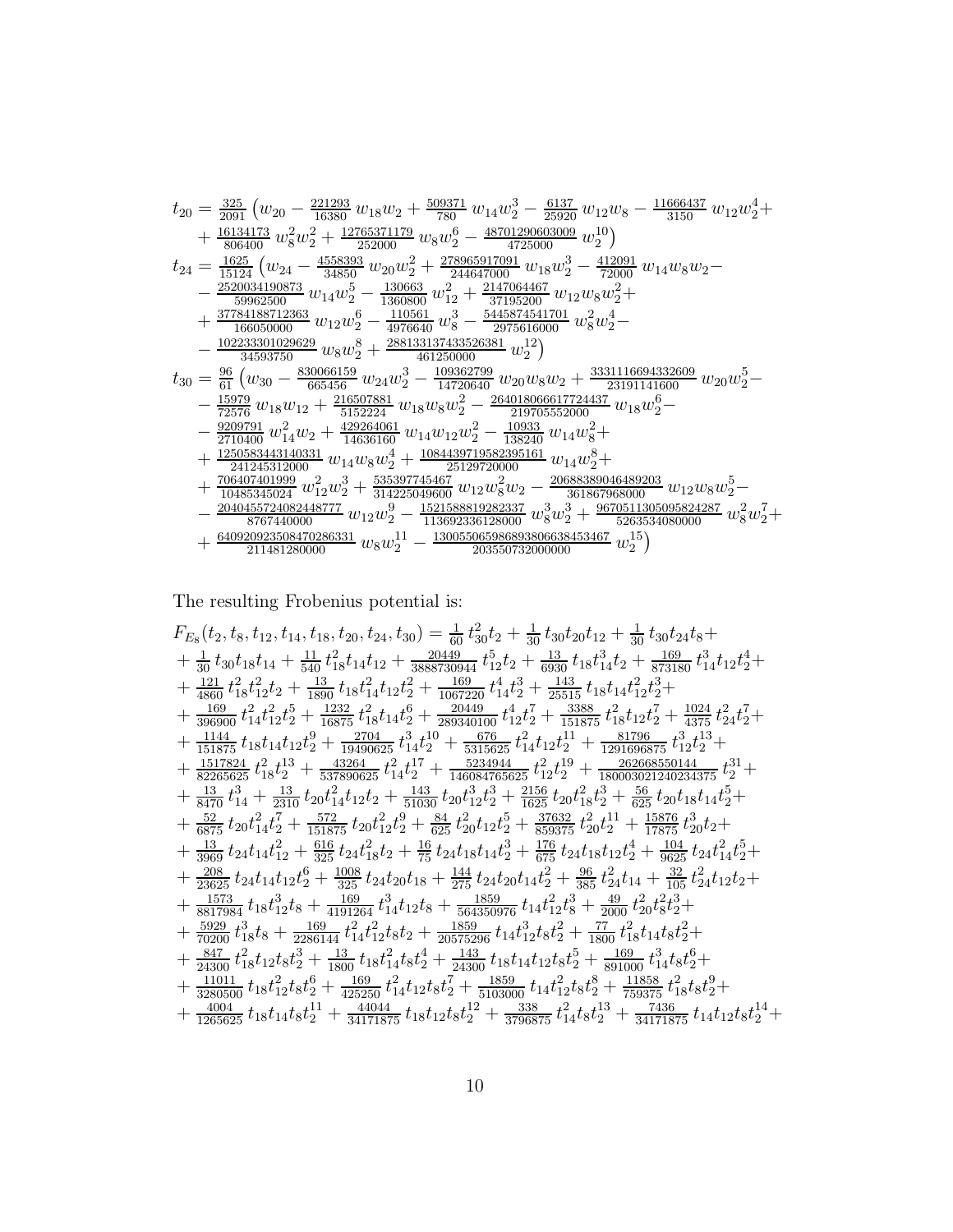$$
\begin{aligned}
t_{20} = \tfrac{325}{2091} \Big( & w_{20} - \tfrac{221293}{16380}\, w_{18} w_2 + \tfrac{509371}{780}\, w_{14} w_2^3 - \tfrac{6137}{25920}\, w_{12} w_8 - \tfrac{11666437}{3150}\, w_{12} w_2^4 + \\
& + \tfrac{16134173}{806400}\, w_8^2 w_2^2 + \tfrac{12765371179}{252000}\, w_8 w_2^6 - \tfrac{48701290603009}{4725000}\, w_2^{10} \Big) \\
t_{24} = \tfrac{1625}{15124} \Big( & w_{24} - \tfrac{4558393}{34850}\, w_{20} w_2^2 + \tfrac{278965917091}{244647000}\, w_{18} w_2^3 - \tfrac{412091}{72000}\, w_{14} w_8 w_2 - \\
& - \tfrac{2520034190873}{59962500}\, w_{14} w_2^5 - \tfrac{130663}{1360800}\, w_{12}^2 + \tfrac{2147064467}{37195200}\, w_{12} w_8 w_2^2 + \\
& + \tfrac{37784188712363}{166050000}\, w_{12} w_2^6 - \tfrac{110561}{4976640}\, w_8^3 - \tfrac{5445874541701}{2975616000}\, w_8^2 w_2^4 - \\
& - \tfrac{102233301029629}{34593750}\, w_8 w_2^8 + \tfrac{288133137433526381}{461250000}\, w_2^{12} \Big) \\
t_{30} = \tfrac{96}{61} \Big( & w_{30} - \tfrac{830066159}{665456}\, w_{24} w_2^3 - \tfrac{109362799}{14720640}\, w_{20} w_8 w_2 + \tfrac{3331116694332609}{23191141600}\, w_{20} w_2^5 - \\
& - \tfrac{15979}{72576}\, w_{18} w_{12} + \tfrac{216507881}{5152224}\, w_{18} w_8 w_2^2 - \tfrac{2640180666617724437}{219705552000}\, w_{18} w_2^6 - \\
& - \tfrac{9209791}{2710400}\, w_{14}^2 w_2 + \tfrac{429264061}{14636160}\, w_{14} w_{12} w_2^2 - \tfrac{10933}{138240}\, w_{14} w_8^2 + \\
& + \tfrac{12505834431403 31}{241245312000}\, w_{14} w_8 w_2^4 + \tfrac{1084439719582395161}{25129720000}\, w_{14} w_2^8 + \\
& + \tfrac{706407401999}{10485345024}\, w_{12}^2 w_2^3 + \tfrac{535397745467}{314225049600}\, w_{12} w_8^2 w_2 - \tfrac{20688389046489203}{361867968000}\, w_{12} w_8 w_2^5 - \\
& - \tfrac{2040455724082448777}{8767440000}\, w_{12} w_2^9 - \tfrac{1521588819282337}{113692336128000}\, w_8^3 w_2^3 + \tfrac{9670511305095824287}{5263534080000}\, w_8^2 w_2^7 + \\
& + \tfrac{640920923508470286331}{211481280000}\, w_8 w_2^{11} - \tfrac{1300550659868938066384534 67}{203550732000000}\, w_2^{15} \Big)
\end{aligned}
$$

The resulting Frobenius potential is:

$$
\begin{aligned}
F_{E_8}(t_2, t_8, t_{12}, t_{14}, t_{18}, t_{20}, t_{24}, t_{30}) = & \tfrac{1}{60}\, t_{30}^2 t_2 + \tfrac{1}{30}\, t_{30} t_{20} t_{12} + \tfrac{1}{30}\, t_{30} t_{24} t_8 + \\
& + \tfrac{1}{30}\, t_{30} t_{18} t_{14} + \tfrac{11}{540}\, t_{18}^2 t_{14} t_{12} + \tfrac{20449}{3888730944}\, t_{12}^5 t_2 + \tfrac{13}{6930}\, t_{18} t_{14}^3 t_2 + \tfrac{169}{873180}\, t_{14}^3 t_{12} t_2^4 + \\
& + \tfrac{121}{4860}\, t_{18}^2 t_{12}^2 t_2 + \tfrac{13}{1890}\, t_{18} t_{14}^2 t_{12} t_2^2 + \tfrac{169}{1067220}\, t_{14}^4 t_2^3 + \tfrac{143}{25515}\, t_{18} t_{14} t_{12}^2 t_2^3 + \\
& + \tfrac{169}{396900}\, t_{14}^2 t_{12}^2 t_2^5 + \tfrac{1232}{16875}\, t_{18}^2 t_{14} t_2^6 + \tfrac{20449}{289340100}\, t_{12}^4 t_2^7 + \tfrac{3388}{151875}\, t_{18}^2 t_{12} t_2^7 + \tfrac{1024}{4375}\, t_{24}^2 t_2^7 + \\
& + \tfrac{1144}{151875}\, t_{18} t_{14} t_{12} t_2^9 + \tfrac{2704}{19490625}\, t_{14}^3 t_2^{10} + \tfrac{676}{5315625}\, t_{14}^2 t_{12} t_2^{11} + \tfrac{81796}{1291696875}\, t_{12}^3 t_2^{13} + \\
& + \tfrac{1517824}{82265625}\, t_{18}^2 t_2^{13} + \tfrac{43264}{537890625}\, t_{14}^2 t_2^{17} + \tfrac{5234944}{146084765625}\, t_{12}^2 t_2^{19} + \tfrac{262668550144}{180003021240234375}\, t_2^{31} + \\
& + \tfrac{13}{8470}\, t_{14}^3 + \tfrac{13}{2310}\, t_{20} t_{14}^2 t_{12} t_2 + \tfrac{143}{51030}\, t_{20} t_{12}^3 t_2^3 + \tfrac{2156}{1625}\, t_{20} t_{18}^2 t_2^3 + \tfrac{56}{625}\, t_{20} t_{18} t_{14} t_2^5 + \\
& + \tfrac{52}{6875}\, t_{20} t_{14}^2 t_2^7 + \tfrac{572}{151875}\, t_{20} t_{12}^2 t_2^9 + \tfrac{84}{625}\, t_{20}^2 t_{12} t_2^5 + \tfrac{37632}{859375}\, t_{20}^2 t_2^{11} + \tfrac{15876}{17875}\, t_{20}^3 t_2 + \\
& + \tfrac{13}{3969}\, t_{24} t_{14} t_{12}^2 + \tfrac{616}{325}\, t_{24} t_{18}^2 t_2 + \tfrac{16}{75}\, t_{24} t_{18} t_{14} t_2^3 + \tfrac{176}{675}\, t_{24} t_{18} t_{12} t_2^4 + \tfrac{104}{9625}\, t_{24} t_{14}^2 t_2^5 + \\
& + \tfrac{208}{23625}\, t_{24} t_{14} t_{12} t_2^6 + \tfrac{1008}{325}\, t_{24} t_{20} t_{18} + \tfrac{144}{275}\, t_{24} t_{20} t_{14} t_2^2 + \tfrac{96}{385}\, t_{24}^2 t_{14} + \tfrac{32}{105}\, t_{24}^2 t_{12} t_2 + \\
& + \tfrac{1573}{8817984}\, t_{18} t_{12}^3 t_8 + \tfrac{169}{4191264}\, t_{14}^3 t_{12} t_8 + \tfrac{1859}{564350976}\, t_{14} t_{12}^2 t_8^3 + \tfrac{49}{2000}\, t_{20}^2 t_8^2 t_2^3 + \\
& + \tfrac{5929}{70200}\, t_{18}^3 t_8 + \tfrac{169}{2286144}\, t_{14}^2 t_{12}^2 t_8 t_2 + \tfrac{1859}{20575296}\, t_{14} t_{12}^3 t_8 t_2^2 + \tfrac{77}{1800}\, t_{18}^2 t_{14} t_8 t_2^2 + \\
& + \tfrac{847}{24300}\, t_{18}^2 t_{12} t_8 t_2^3 + \tfrac{13}{1800}\, t_{18} t_{14}^2 t_8 t_2^4 + \tfrac{143}{24300}\, t_{18} t_{14} t_{12} t_8 t_2^5 + \tfrac{169}{891000}\, t_{14}^3 t_8 t_2^6 + \\
& + \tfrac{11011}{3280500}\, t_{18} t_{12}^2 t_8 t_2^6 + \tfrac{169}{425250}\, t_{14}^2 t_{12} t_8 t_2^7 + \tfrac{1859}{5103000}\, t_{14} t_{12}^2 t_8 t_2^8 + \tfrac{11858}{759375}\, t_{18}^2 t_8 t_2^9 + \\
& + \tfrac{4004}{1265625}\, t_{18} t_{14} t_8 t_2^{11} + \tfrac{44044}{34171875}\, t_{18} t_{12} t_8 t_2^{12} + \tfrac{338}{3796875}\, t_{14}^2 t_8 t_2^{13} + \tfrac{7436}{34171875}\, t_{14} t_{12} t_8 t_2^{14} +
\end{aligned}
$$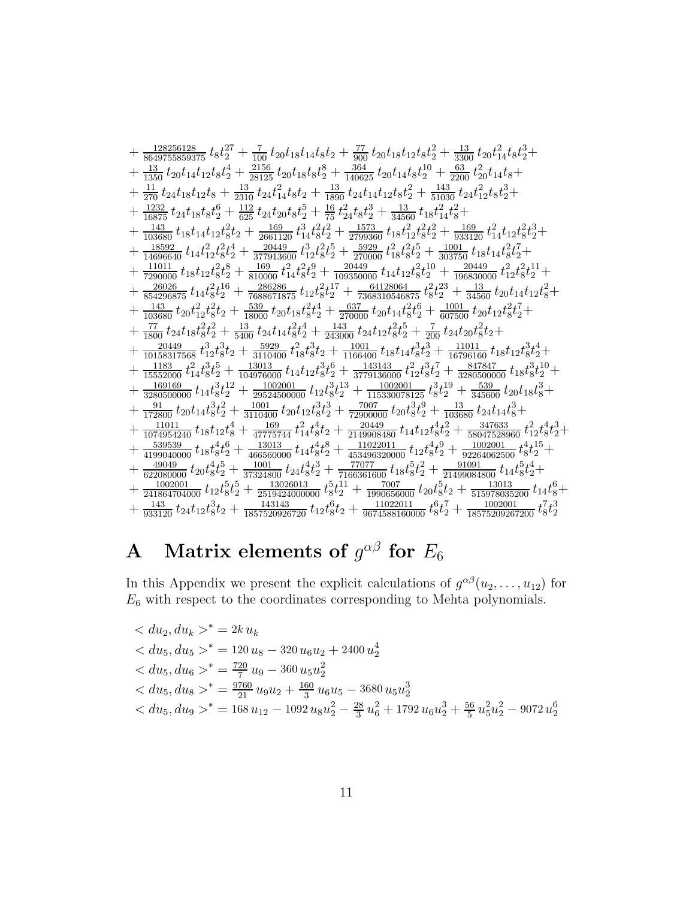$$
\begin{aligned}
&+\tfrac{128256128}{8649755859375}\,t_8t_2^{27}+\tfrac{7}{100}\,t_{20}t_{18}t_{14}t_8t_2+\tfrac{77}{900}\,t_{20}t_{18}t_{12}t_8t_2^2+\tfrac{13}{3300}\,t_{20}t_{14}^2t_8t_2^3+\\
&+\tfrac{13}{1350}\,t_{20}t_{14}t_{12}t_8t_2^4+\tfrac{2156}{28125}\,t_{20}t_{18}t_8t_2^8+\tfrac{364}{140625}\,t_{20}t_{14}t_8t_2^{10}+\tfrac{63}{2200}\,t_{20}^2t_{14}t_8+\\
&+\tfrac{11}{270}\,t_{24}t_{18}t_{12}t_8+\tfrac{13}{2310}\,t_{24}t_{14}^2t_8t_2+\tfrac{13}{1890}\,t_{24}t_{14}t_{12}t_8t_2^2+\tfrac{143}{51030}\,t_{24}t_{12}^2t_8t_2^3+\\
&+\tfrac{1232}{16875}\,t_{24}t_{18}t_8t_2^6+\tfrac{112}{625}\,t_{24}t_{20}t_8t_2^5+\tfrac{16}{75}\,t_{24}^2t_8t_2^3+\tfrac{13}{34560}\,t_{18}t_{14}^2t_8^2+\\
&+\tfrac{143}{103680}\,t_{18}t_{14}t_{12}t_8^2t_2+\tfrac{169}{2661120}\,t_{14}^3t_8^2t_2+\tfrac{1573}{2799360}\,t_{18}t_{12}^2t_8^2t_2^2+\tfrac{169}{933120}\,t_{14}^2t_{12}t_8^2t_2^3+\\
&+\tfrac{18592}{14696640}\,t_{14}t_{12}^2t_8^2t_2^4+\tfrac{20449}{377913600}\,t_{12}^3t_8^2t_2^5+\tfrac{5929}{270000}\,t_{18}^2t_8^2t_2^5+\tfrac{1001}{303750}\,t_{18}t_{14}t_8^2t_2^7+\\
&+\tfrac{11011}{7290000}\,t_{18}t_{12}t_8^2t_2^8+\tfrac{169}{810000}\,t_{14}^2t_8^2t_2^9+\tfrac{20449}{109350000}\,t_{14}t_{12}t_8^2t_2^{10}+\tfrac{20449}{196830000}\,t_{12}^2t_8^2t_2^{11}+\\
&+\tfrac{26026}{854296875}\,t_{14}t_8^2t_2^{16}+\tfrac{286286}{7688671875}\,t_{12}t_8^2t_2^{17}+\tfrac{64128064}{7368310546875}\,t_8^2t_2^{23}+\tfrac{13}{34560}\,t_{20}t_{14}t_{12}t_8^2+\\
&+\tfrac{143}{103680}\,t_{20}t_{12}^2t_8^2t_2+\tfrac{539}{18000}\,t_{20}t_{18}t_8^2t_2^4+\tfrac{637}{270000}\,t_{20}t_{14}t_8^2t_2^6+\tfrac{1001}{607500}\,t_{20}t_{12}t_8^2t_2^7+\\
&+\tfrac{77}{1800}\,t_{24}t_{18}t_8^2t_2^2+\tfrac{13}{5400}\,t_{24}t_{14}t_8^2t_2^4+\tfrac{143}{243000}\,t_{24}t_{12}t_8^2t_2^5+\tfrac{7}{200}\,t_{24}t_{20}t_8^2t_2+\\
&+\tfrac{20449}{10158317568}\,t_{12}^3t_8^3t_2+\tfrac{5929}{3110400}\,t_{18}^2t_8^3t_2+\tfrac{1001}{1166400}\,t_{18}t_{14}t_8^3t_2^3+\tfrac{11011}{16796160}\,t_{18}t_{12}t_8^3t_2^4+\\
&+\tfrac{1183}{15552000}\,t_{14}^2t_8^3t_2^5+\tfrac{13013}{104976000}\,t_{14}t_{12}t_8^3t_2^6+\tfrac{143143}{3779136000}\,t_{12}^2t_8^3t_2^7+\tfrac{847847}{3280500000}\,t_{18}t_8^3t_2^{10}+\\
&+\tfrac{169169}{3280500000}\,t_{14}t_8^3t_2^{12}+\tfrac{1002001}{29524500000}\,t_{12}t_8^3t_2^{13}+\tfrac{1002001}{115330078125}\,t_8^3t_2^{19}+\tfrac{539}{345600}\,t_{20}t_{18}t_8^3+\\
&+\tfrac{91}{172800}\,t_{20}t_{14}t_8^3t_2^2+\tfrac{1001}{3110400}\,t_{20}t_{12}t_8^3t_2^3+\tfrac{7007}{72900000}\,t_{20}t_8^3t_2^9+\tfrac{13}{103680}\,t_{24}t_{14}t_8^3+\\
&+\tfrac{11011}{1074954240}\,t_{18}t_{12}t_8^4+\tfrac{169}{47775744}\,t_{14}^2t_8^4t_2+\tfrac{20449}{2149908480}\,t_{14}t_{12}t_8^4t_2^2+\tfrac{347633}{58047528960}\,t_{12}^2t_8^4t_2^3+\\
&+\tfrac{539539}{4199040000}\,t_{18}t_8^4t_2^6+\tfrac{13013}{466560000}\,t_{14}t_8^4t_2^8+\tfrac{11022011}{453496320000}\,t_{12}t_8^4t_2^9+\tfrac{1002001}{92264062500}\,t_8^4t_2^{15}+\\
&+\tfrac{49049}{622080000}\,t_{20}t_8^4t_2^5+\tfrac{1001}{37324800}\,t_{24}t_8^4t_2^3+\tfrac{77077}{7166361600}\,t_{18}t_8^5t_2^2+\tfrac{91091}{21499084800}\,t_{14}t_8^5t_2^4+\\
&+\tfrac{1002001}{241864704000}\,t_{12}t_8^5t_2^5+\tfrac{13026013}{2519424000000}\,t_8^5t_2^{11}+\tfrac{7007}{1990656000}\,t_{20}t_8^5t_2+\tfrac{13013}{515978035200}\,t_{14}t_8^6+\\
&+\tfrac{143}{933120}\,t_{24}t_{12}t_8^3t_2+\tfrac{143143}{1857520926720}\,t_{12}t_8^6t_2+\tfrac{11022011}{9674588160000}\,t_8^6t_2^7+\tfrac{1002001}{18575209267200}\,t_8^7t_2^3
\end{aligned}
$$

# A Matrix elements of $g^{\alpha\beta}$ for $E_6$

In this Appendix we present the explicit calculations of $g^{\alpha\beta}(u_2,\ldots,u_{12})$ for $E_6$ with respect to the coordinates corresponding to Mehta polynomials.

$$
\begin{aligned}
&< du_2, du_k >^* = 2k\,u_k\\
&< du_5, du_5 >^* = 120\,u_8 - 320\,u_6u_2 + 2400\,u_2^4\\
&< du_5, du_6 >^* = \tfrac{720}{7}\,u_9 - 360\,u_5u_2^2\\
&< du_5, du_8 >^* = \tfrac{9760}{21}\,u_9u_2 + \tfrac{160}{3}\,u_6u_5 - 3680\,u_5u_2^3\\
&< du_5, du_9 >^* = 168\,u_{12} - 1092\,u_8u_2^2 - \tfrac{28}{3}\,u_6^2 + 1792\,u_6u_2^3 + \tfrac{56}{5}\,u_5^2u_2^2 - 9072\,u_2^6
\end{aligned}
$$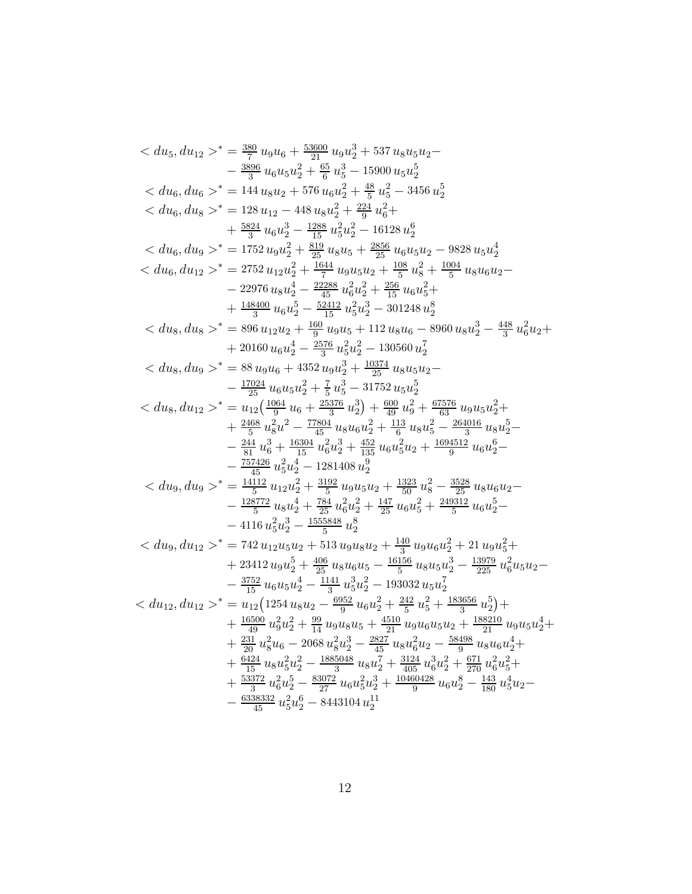$$
\begin{aligned}
< du_5, du_{12} >^* &= \tfrac{380}{7}\, u_9u_6 + \tfrac{53600}{21}\, u_9u_2^3 + 537\, u_8u_5u_2 - \\
&- \tfrac{3896}{3}\, u_6u_5u_2^2 + \tfrac{65}{6}\, u_5^3 - 15900\, u_5u_2^5 \\
< du_6, du_6 >^* &= 144\, u_8u_2 + 576\, u_6u_2^2 + \tfrac{48}{5}\, u_5^2 - 3456\, u_2^5 \\
< du_6, du_8 >^* &= 128\, u_{12} - 448\, u_8u_2^2 + \tfrac{224}{9}\, u_6^2 + \\
&+ \tfrac{5824}{3}\, u_6u_2^3 - \tfrac{1288}{15}\, u_5^2u_2^2 - 16128\, u_2^6 \\
< du_6, du_9 >^* &= 1752\, u_9u_2^2 + \tfrac{819}{25}\, u_8u_5 + \tfrac{2856}{25}\, u_6u_5u_2 - 9828\, u_5u_2^4 \\
< du_6, du_{12} >^* &= 2752\, u_{12}u_2^2 + \tfrac{1644}{7}\, u_9u_5u_2 + \tfrac{108}{5}\, u_8^2 + \tfrac{1004}{5}\, u_8u_6u_2 - \\
&- 22976\, u_8u_2^4 - \tfrac{22288}{45}\, u_6^2u_2^2 + \tfrac{256}{15}\, u_6u_5^2 + \\
&+ \tfrac{148400}{3}\, u_6u_2^5 - \tfrac{52412}{15}\, u_5^2u_2^3 - 301248\, u_2^8 \\
< du_8, du_8 >^* &= 896\, u_{12}u_2 + \tfrac{160}{9}\, u_9u_5 + 112\, u_8u_6 - 8960\, u_8u_2^3 - \tfrac{448}{3}\, u_6^2u_2 + \\
&+ 20160\, u_6u_2^4 - \tfrac{2576}{3}\, u_5^2u_2^2 - 130560\, u_2^7 \\
< du_8, du_9 >^* &= 88\, u_9u_6 + 4352\, u_9u_2^3 + \tfrac{10374}{25}\, u_8u_5u_2 - \\
&- \tfrac{17024}{25}\, u_6u_5u_2^2 + \tfrac{7}{5}\, u_5^3 - 31752\, u_5u_2^5 \\
< du_8, du_{12} >^* &= u_{12}\big(\tfrac{1064}{9}\, u_6 + \tfrac{25376}{3}\, u_2^3\big) + \tfrac{600}{49}\, u_9^2 + \tfrac{67576}{63}\, u_9u_5u_2^2 + \\
&+ \tfrac{2468}{5}\, u_8^2u^2 - \tfrac{77804}{45}\, u_8u_6u_2^2 + \tfrac{113}{6}\, u_8u_5^2 - \tfrac{264016}{3}\, u_8u_2^5 - \\
&- \tfrac{244}{81}\, u_6^3 + \tfrac{16304}{15}\, u_6^2u_2^3 + \tfrac{452}{135}\, u_6u_5^2u_2 + \tfrac{1694512}{9}\, u_6u_2^6 - \\
&- \tfrac{757426}{45}\, u_5^2u_2^4 - 1281408\, u_2^9 \\
< du_9, du_9 >^* &= \tfrac{14112}{5}\, u_{12}u_2^2 + \tfrac{3192}{5}\, u_9u_5u_2 + \tfrac{1323}{50}\, u_8^2 - \tfrac{3528}{25}\, u_8u_6u_2 - \\
&- \tfrac{128772}{5}\, u_8u_2^4 + \tfrac{784}{25}\, u_6^2u_2^2 + \tfrac{147}{25}\, u_6u_5^2 + \tfrac{249312}{5}\, u_6u_2^5 - \\
&- 4116\, u_5^2u_2^3 - \tfrac{1555848}{5}\, u_2^8 \\
< du_9, du_{12} >^* &= 742\, u_{12}u_5u_2 + 513\, u_9u_8u_2 + \tfrac{140}{3}\, u_9u_6u_2^2 + 21\, u_9u_5^2 + \\
&+ 23412\, u_9u_2^5 + \tfrac{406}{25}\, u_8u_6u_5 - \tfrac{16156}{5}\, u_8u_5u_2^3 - \tfrac{13979}{225}\, u_6^2u_5u_2 - \\
&- \tfrac{3752}{15}\, u_6u_5u_2^4 - \tfrac{1141}{3}\, u_5^3u_2^2 - 193032\, u_5u_2^7 \\
< du_{12}, du_{12} >^* &= u_{12}\big(1254\, u_8u_2 - \tfrac{6952}{9}\, u_6u_2^2 + \tfrac{242}{5}\, u_5^2 + \tfrac{183656}{3}\, u_2^5\big) + \\
&+ \tfrac{16500}{49}\, u_9^2u_2^2 + \tfrac{99}{14}\, u_9u_8u_5 + \tfrac{4510}{21}\, u_9u_6u_5u_2 + \tfrac{188210}{21}\, u_9u_5u_2^4 + \\
&+ \tfrac{231}{20}\, u_8^2u_6 - 2068\, u_8^2u_2^3 - \tfrac{2827}{45}\, u_8u_6^2u_2 - \tfrac{58498}{9}\, u_8u_6u_2^4 + \\
&+ \tfrac{6424}{15}\, u_8u_5^2u_2^2 - \tfrac{1885048}{3}\, u_8u_2^7 + \tfrac{3124}{405}\, u_6^3u_2^2 + \tfrac{671}{270}\, u_6^2u_5^2 + \\
&+ \tfrac{53372}{3}\, u_6^2u_2^5 - \tfrac{83072}{27}\, u_6u_5^2u_2^3 + \tfrac{10460428}{9}\, u_6u_2^8 - \tfrac{143}{180}\, u_5^4u_2 - \\
&- \tfrac{6338332}{45}\, u_5^2u_2^6 - 8443104\, u_2^{11}
\end{aligned}
$$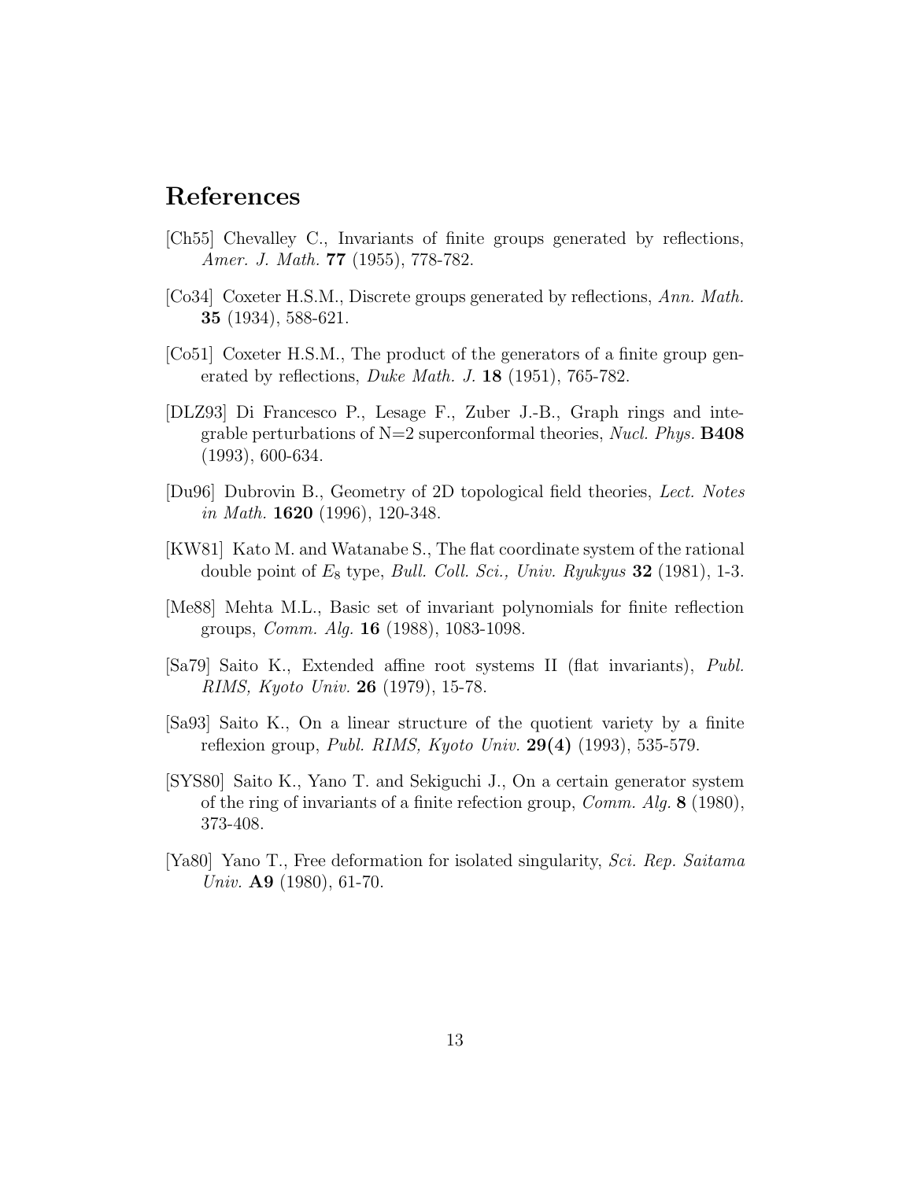## References

[Ch55] Chevalley C., Invariants of finite groups generated by reflections, *Amer. J. Math.* **77** (1955), 778-782.

[Co34] Coxeter H.S.M., Discrete groups generated by reflections, *Ann. Math.* **35** (1934), 588-621.

[Co51] Coxeter H.S.M., The product of the generators of a finite group generated by reflections, *Duke Math. J.* **18** (1951), 765-782.

[DLZ93] Di Francesco P., Lesage F., Zuber J.-B., Graph rings and integrable perturbations of N=2 superconformal theories, *Nucl. Phys.* **B408** (1993), 600-634.

[Du96] Dubrovin B., Geometry of 2D topological field theories, *Lect. Notes in Math.* **1620** (1996), 120-348.

[KW81] Kato M. and Watanabe S., The flat coordinate system of the rational double point of $E_8$ type, *Bull. Coll. Sci., Univ. Ryukyus* **32** (1981), 1-3.

[Me88] Mehta M.L., Basic set of invariant polynomials for finite reflection groups, *Comm. Alg.* **16** (1988), 1083-1098.

[Sa79] Saito K., Extended affine root systems II (flat invariants), *Publ. RIMS, Kyoto Univ.* **26** (1979), 15-78.

[Sa93] Saito K., On a linear structure of the quotient variety by a finite reflexion group, *Publ. RIMS, Kyoto Univ.* **29(4)** (1993), 535-579.

[SYS80] Saito K., Yano T. and Sekiguchi J., On a certain generator system of the ring of invariants of a finite refection group, *Comm. Alg.* **8** (1980), 373-408.

[Ya80] Yano T., Free deformation for isolated singularity, *Sci. Rep. Saitama Univ.* **A9** (1980), 61-70.